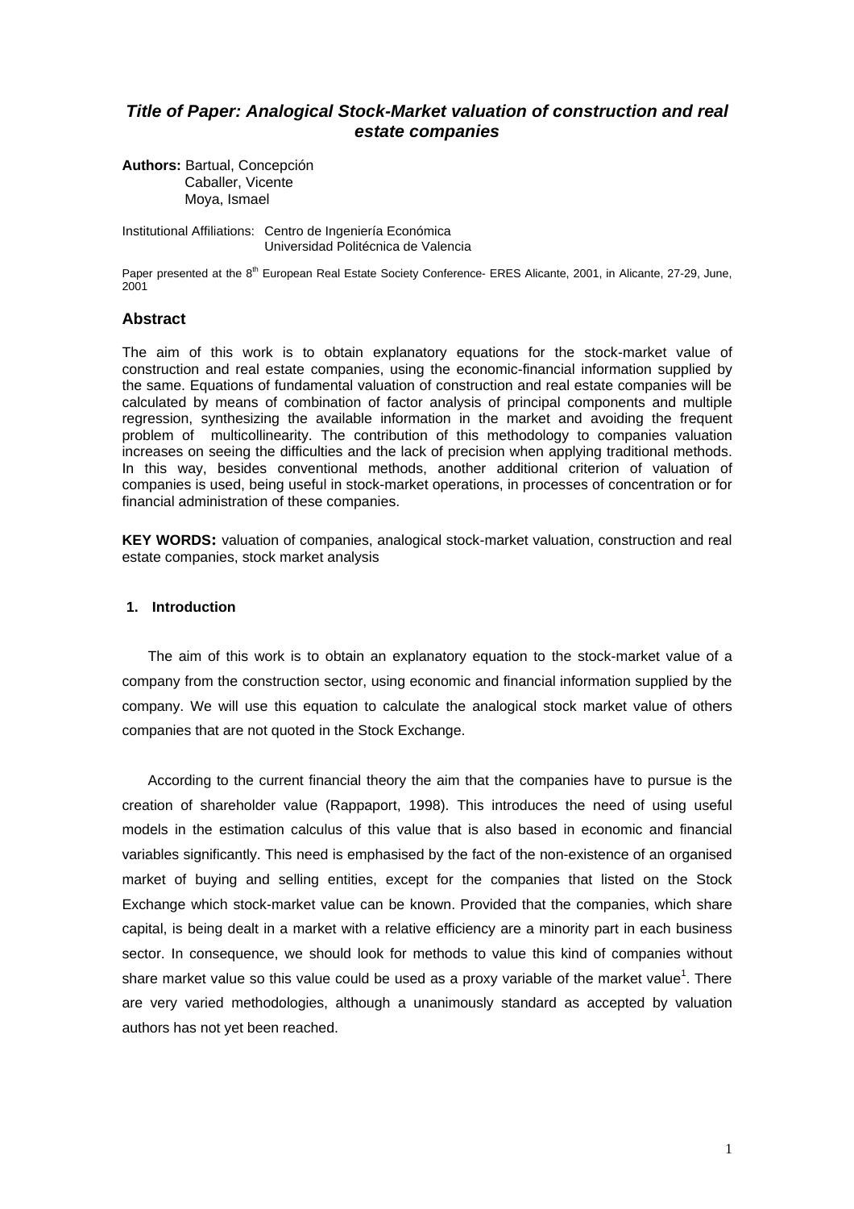# *Title of Paper: Analogical Stock-Market valuation of construction and real estate companies*

**Authors:** Bartual, Concepción
Caballer, Vicente
Moya, Ismael

Institutional Affiliations: Centro de Ingeniería Económica
Universidad Politécnica de Valencia

Paper presented at the 8th European Real Estate Society Conference- ERES Alicante, 2001, in Alicante, 27-29, June, 2001

## Abstract

The aim of this work is to obtain explanatory equations for the stock-market value of construction and real estate companies, using the economic-financial information supplied by the same. Equations of fundamental valuation of construction and real estate companies will be calculated by means of combination of factor analysis of principal components and multiple regression, synthesizing the available information in the market and avoiding the frequent problem of multicollinearity. The contribution of this methodology to companies valuation increases on seeing the difficulties and the lack of precision when applying traditional methods. In this way, besides conventional methods, another additional criterion of valuation of companies is used, being useful in stock-market operations, in processes of concentration or for financial administration of these companies.

**KEY WORDS:** valuation of companies, analogical stock-market valuation, construction and real estate companies, stock market analysis

## 1. Introduction

The aim of this work is to obtain an explanatory equation to the stock-market value of a company from the construction sector, using economic and financial information supplied by the company. We will use this equation to calculate the analogical stock market value of others companies that are not quoted in the Stock Exchange.

According to the current financial theory the aim that the companies have to pursue is the creation of shareholder value (Rappaport, 1998). This introduces the need of using useful models in the estimation calculus of this value that is also based in economic and financial variables significantly. This need is emphasised by the fact of the non-existence of an organised market of buying and selling entities, except for the companies that listed on the Stock Exchange which stock-market value can be known. Provided that the companies, which share capital, is being dealt in a market with a relative efficiency are a minority part in each business sector. In consequence, we should look for methods to value this kind of companies without share market value so this value could be used as a proxy variable of the market value[1]. There are very varied methodologies, although a unanimously standard as accepted by valuation authors has not yet been reached.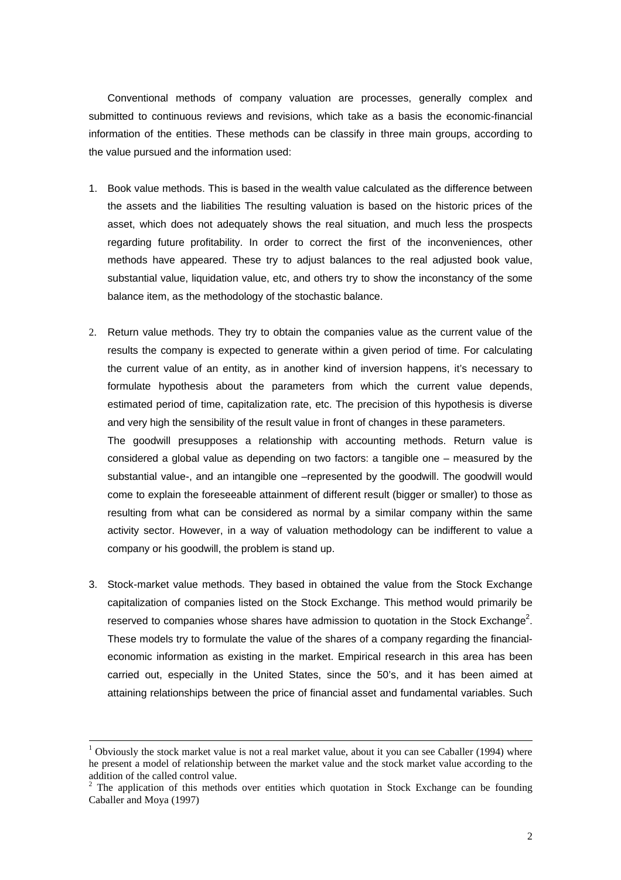Conventional methods of company valuation are processes, generally complex and submitted to continuous reviews and revisions, which take as a basis the economic-financial information of the entities. These methods can be classify in three main groups, according to the value pursued and the information used:

1. Book value methods. This is based in the wealth value calculated as the difference between the assets and the liabilities The resulting valuation is based on the historic prices of the asset, which does not adequately shows the real situation, and much less the prospects regarding future profitability. In order to correct the first of the inconveniences, other methods have appeared. These try to adjust balances to the real adjusted book value, substantial value, liquidation value, etc, and others try to show the inconstancy of the some balance item, as the methodology of the stochastic balance.

2. Return value methods. They try to obtain the companies value as the current value of the results the company is expected to generate within a given period of time. For calculating the current value of an entity, as in another kind of inversion happens, it's necessary to formulate hypothesis about the parameters from which the current value depends, estimated period of time, capitalization rate, etc. The precision of this hypothesis is diverse and very high the sensibility of the result value in front of changes in these parameters.

   The goodwill presupposes a relationship with accounting methods. Return value is considered a global value as depending on two factors: a tangible one – measured by the substantial value-, and an intangible one –represented by the goodwill. The goodwill would come to explain the foreseeable attainment of different result (bigger or smaller) to those as resulting from what can be considered as normal by a similar company within the same activity sector. However, in a way of valuation methodology can be indifferent to value a company or his goodwill, the problem is stand up.

3. Stock-market value methods. They based in obtained the value from the Stock Exchange capitalization of companies listed on the Stock Exchange. This method would primarily be reserved to companies whose shares have admission to quotation in the Stock Exchange[2]. These models try to formulate the value of the shares of a company regarding the financial-economic information as existing in the market. Empirical research in this area has been carried out, especially in the United States, since the 50's, and it has been aimed at attaining relationships between the price of financial asset and fundamental variables. Such

[1] Obviously the stock market value is not a real market value, about it you can see Caballer (1994) where he present a model of relationship between the market value and the stock market value according to the addition of the called control value.

[2] The application of this methods over entities which quotation in Stock Exchange can be founding Caballer and Moya (1997)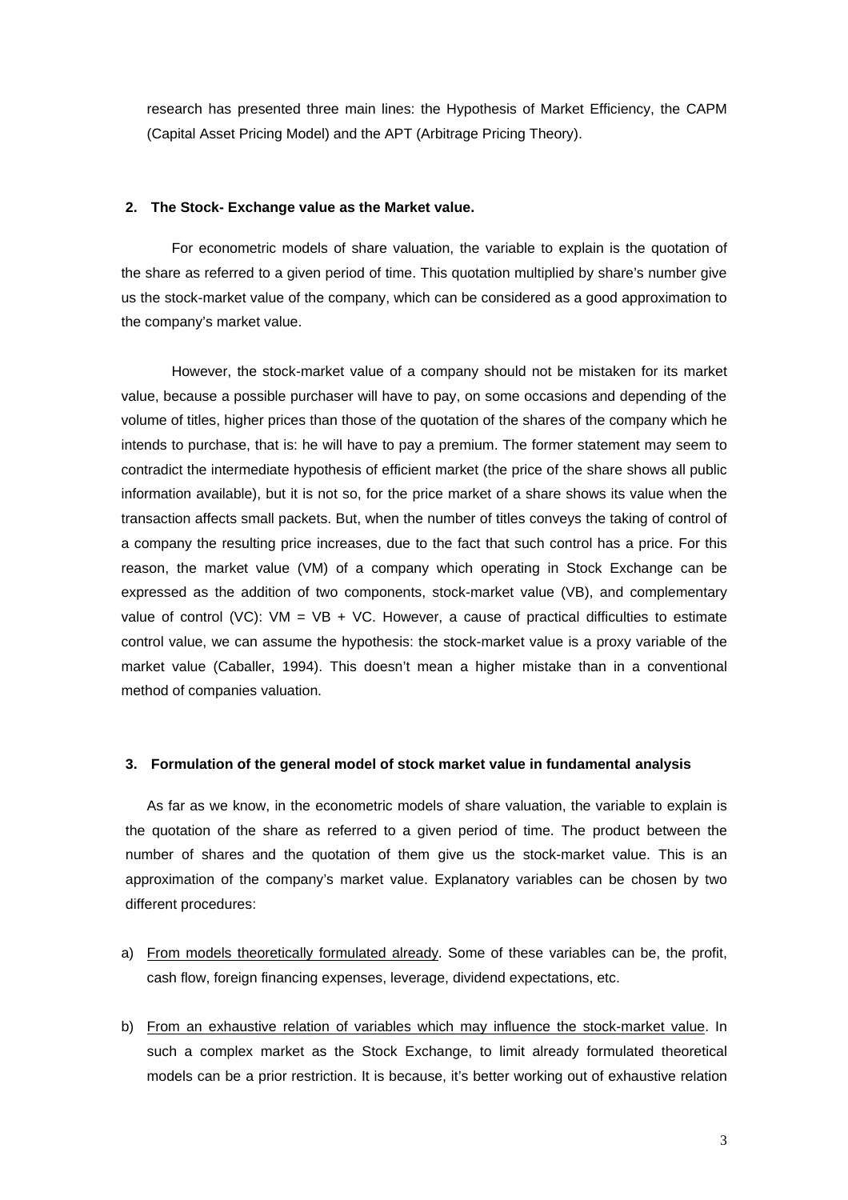research has presented three main lines: the Hypothesis of Market Efficiency, the CAPM (Capital Asset Pricing Model) and the APT (Arbitrage Pricing Theory).

## 2. The Stock- Exchange value as the Market value.

For econometric models of share valuation, the variable to explain is the quotation of the share as referred to a given period of time. This quotation multiplied by share's number give us the stock-market value of the company, which can be considered as a good approximation to the company's market value.

However, the stock-market value of a company should not be mistaken for its market value, because a possible purchaser will have to pay, on some occasions and depending of the volume of titles, higher prices than those of the quotation of the shares of the company which he intends to purchase, that is: he will have to pay a premium. The former statement may seem to contradict the intermediate hypothesis of efficient market (the price of the share shows all public information available), but it is not so, for the price market of a share shows its value when the transaction affects small packets. But, when the number of titles conveys the taking of control of a company the resulting price increases, due to the fact that such control has a price. For this reason, the market value (VM) of a company which operating in Stock Exchange can be expressed as the addition of two components, stock-market value (VB), and complementary value of control (VC): $VM = VB + VC$. However, a cause of practical difficulties to estimate control value, we can assume the hypothesis: the stock-market value is a proxy variable of the market value (Caballer, 1994). This doesn't mean a higher mistake than in a conventional method of companies valuation.

## 3. Formulation of the general model of stock market value in fundamental analysis

As far as we know, in the econometric models of share valuation, the variable to explain is the quotation of the share as referred to a given period of time. The product between the number of shares and the quotation of them give us the stock-market value. This is an approximation of the company's market value. Explanatory variables can be chosen by two different procedures:

a) From models theoretically formulated already. Some of these variables can be, the profit, cash flow, foreign financing expenses, leverage, dividend expectations, etc.

b) From an exhaustive relation of variables which may influence the stock-market value. In such a complex market as the Stock Exchange, to limit already formulated theoretical models can be a prior restriction. It is because, it's better working out of exhaustive relation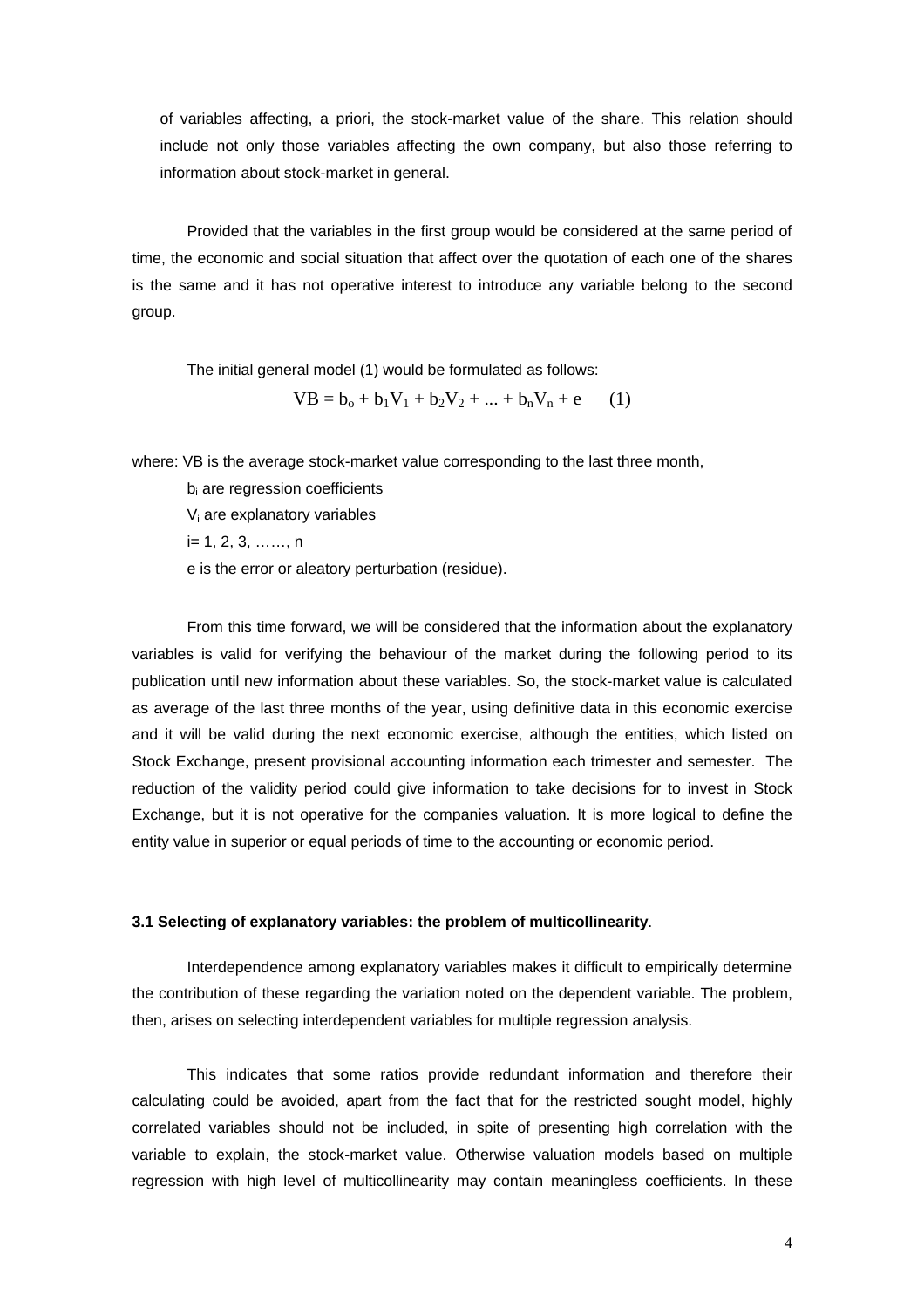of variables affecting, a priori, the stock-market value of the share. This relation should include not only those variables affecting the own company, but also those referring to information about stock-market in general.

Provided that the variables in the first group would be considered at the same period of time, the economic and social situation that affect over the quotation of each one of the shares is the same and it has not operative interest to introduce any variable belong to the second group.

The initial general model (1) would be formulated as follows:

$$VB = b_o + b_1V_1 + b_2V_2 + ... + b_nV_n + e \qquad (1)$$

where: VB is the average stock-market value corresponding to the last three month,

$b_i$ are regression coefficients

$V_i$ are explanatory variables

i= 1, 2, 3, ……, n

e is the error or aleatory perturbation (residue).

From this time forward, we will be considered that the information about the explanatory variables is valid for verifying the behaviour of the market during the following period to its publication until new information about these variables. So, the stock-market value is calculated as average of the last three months of the year, using definitive data in this economic exercise and it will be valid during the next economic exercise, although the entities, which listed on Stock Exchange, present provisional accounting information each trimester and semester. The reduction of the validity period could give information to take decisions for to invest in Stock Exchange, but it is not operative for the companies valuation. It is more logical to define the entity value in superior or equal periods of time to the accounting or economic period.

### 3.1 Selecting of explanatory variables: the problem of multicollinearity.

Interdependence among explanatory variables makes it difficult to empirically determine the contribution of these regarding the variation noted on the dependent variable. The problem, then, arises on selecting interdependent variables for multiple regression analysis.

This indicates that some ratios provide redundant information and therefore their calculating could be avoided, apart from the fact that for the restricted sought model, highly correlated variables should not be included, in spite of presenting high correlation with the variable to explain, the stock-market value. Otherwise valuation models based on multiple regression with high level of multicollinearity may contain meaningless coefficients. In these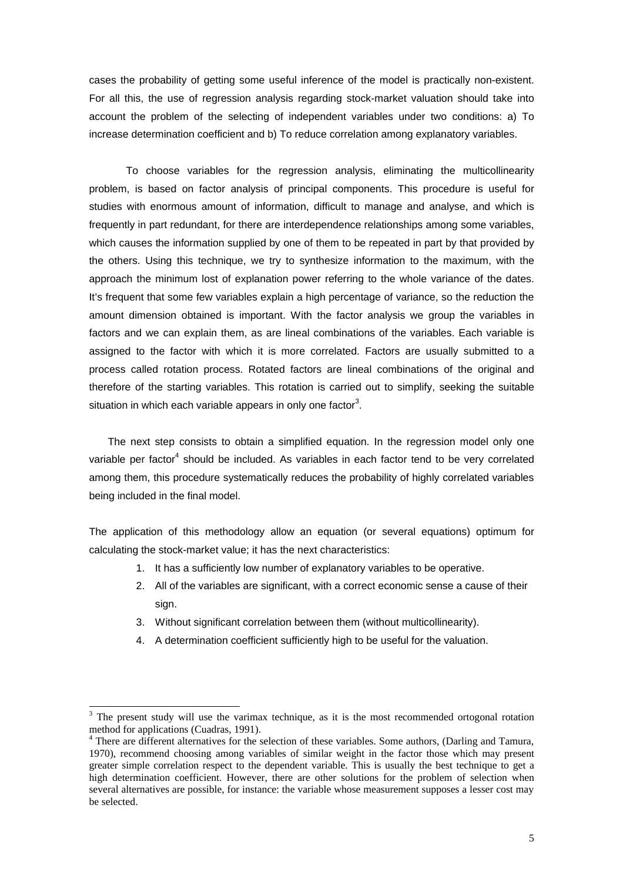cases the probability of getting some useful inference of the model is practically non-existent. For all this, the use of regression analysis regarding stock-market valuation should take into account the problem of the selecting of independent variables under two conditions: a) To increase determination coefficient and b) To reduce correlation among explanatory variables.

To choose variables for the regression analysis, eliminating the multicollinearity problem, is based on factor analysis of principal components. This procedure is useful for studies with enormous amount of information, difficult to manage and analyse, and which is frequently in part redundant, for there are interdependence relationships among some variables, which causes the information supplied by one of them to be repeated in part by that provided by the others. Using this technique, we try to synthesize information to the maximum, with the approach the minimum lost of explanation power referring to the whole variance of the dates. It's frequent that some few variables explain a high percentage of variance, so the reduction the amount dimension obtained is important. With the factor analysis we group the variables in factors and we can explain them, as are lineal combinations of the variables. Each variable is assigned to the factor with which it is more correlated. Factors are usually submitted to a process called rotation process. Rotated factors are lineal combinations of the original and therefore of the starting variables. This rotation is carried out to simplify, seeking the suitable situation in which each variable appears in only one factor[3].

The next step consists to obtain a simplified equation. In the regression model only one variable per factor[4] should be included. As variables in each factor tend to be very correlated among them, this procedure systematically reduces the probability of highly correlated variables being included in the final model.

The application of this methodology allow an equation (or several equations) optimum for calculating the stock-market value; it has the next characteristics:

1. It has a sufficiently low number of explanatory variables to be operative.
2. All of the variables are significant, with a correct economic sense a cause of their sign.
3. Without significant correlation between them (without multicollinearity).
4. A determination coefficient sufficiently high to be useful for the valuation.

---

[3] The present study will use the varimax technique, as it is the most recommended ortogonal rotation method for applications (Cuadras, 1991).

[4] There are different alternatives for the selection of these variables. Some authors, (Darling and Tamura, 1970), recommend choosing among variables of similar weight in the factor those which may present greater simple correlation respect to the dependent variable. This is usually the best technique to get a high determination coefficient. However, there are other solutions for the problem of selection when several alternatives are possible, for instance: the variable whose measurement supposes a lesser cost may be selected.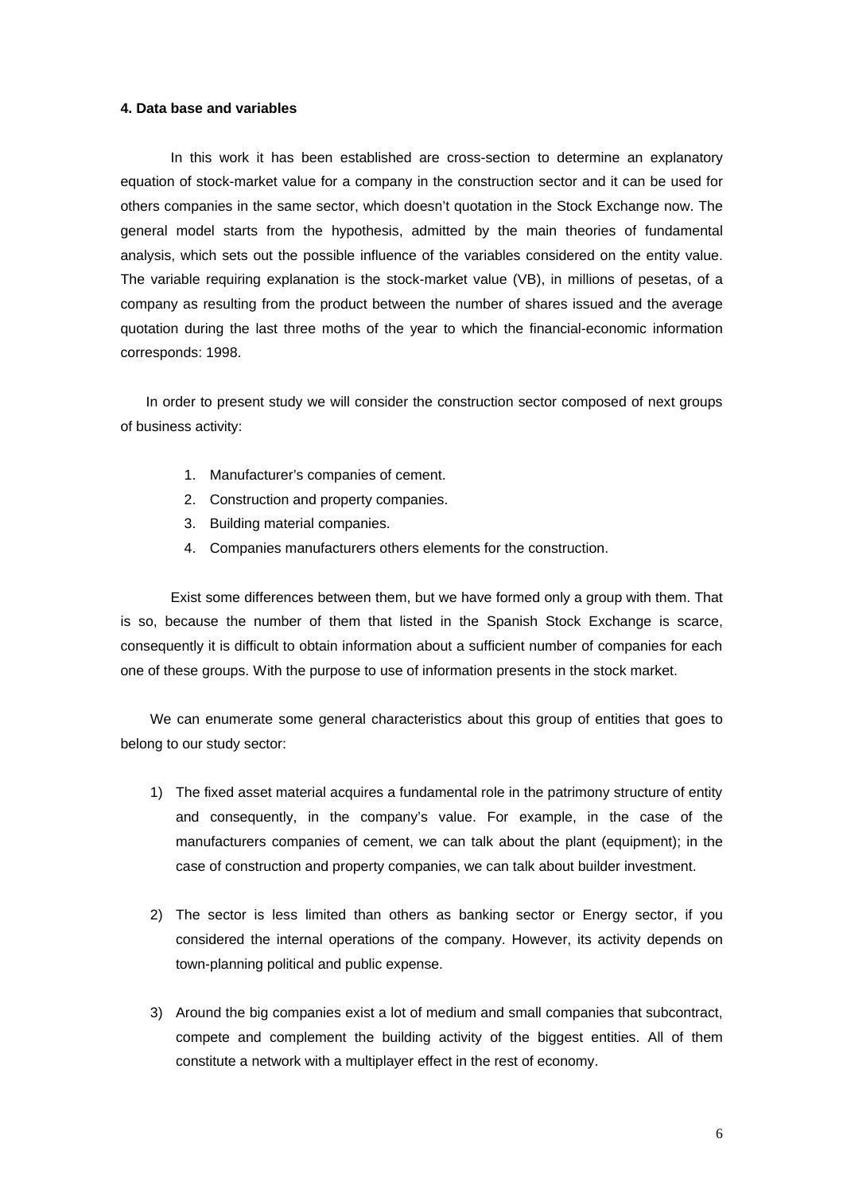**4. Data base and variables**

In this work it has been established are cross-section to determine an explanatory equation of stock-market value for a company in the construction sector and it can be used for others companies in the same sector, which doesn't quotation in the Stock Exchange now. The general model starts from the hypothesis, admitted by the main theories of fundamental analysis, which sets out the possible influence of the variables considered on the entity value. The variable requiring explanation is the stock-market value (VB), in millions of pesetas, of a company as resulting from the product between the number of shares issued and the average quotation during the last three moths of the year to which the financial-economic information corresponds: 1998.

In order to present study we will consider the construction sector composed of next groups of business activity:

1. Manufacturer's companies of cement.
2. Construction and property companies.
3. Building material companies.
4. Companies manufacturers others elements for the construction.

Exist some differences between them, but we have formed only a group with them. That is so, because the number of them that listed in the Spanish Stock Exchange is scarce, consequently it is difficult to obtain information about a sufficient number of companies for each one of these groups. With the purpose to use of information presents in the stock market.

We can enumerate some general characteristics about this group of entities that goes to belong to our study sector:

1) The fixed asset material acquires a fundamental role in the patrimony structure of entity and consequently, in the company's value. For example, in the case of the manufacturers companies of cement, we can talk about the plant (equipment); in the case of construction and property companies, we can talk about builder investment.

2) The sector is less limited than others as banking sector or Energy sector, if you considered the internal operations of the company. However, its activity depends on town-planning political and public expense.

3) Around the big companies exist a lot of medium and small companies that subcontract, compete and complement the building activity of the biggest entities. All of them constitute a network with a multiplayer effect in the rest of economy.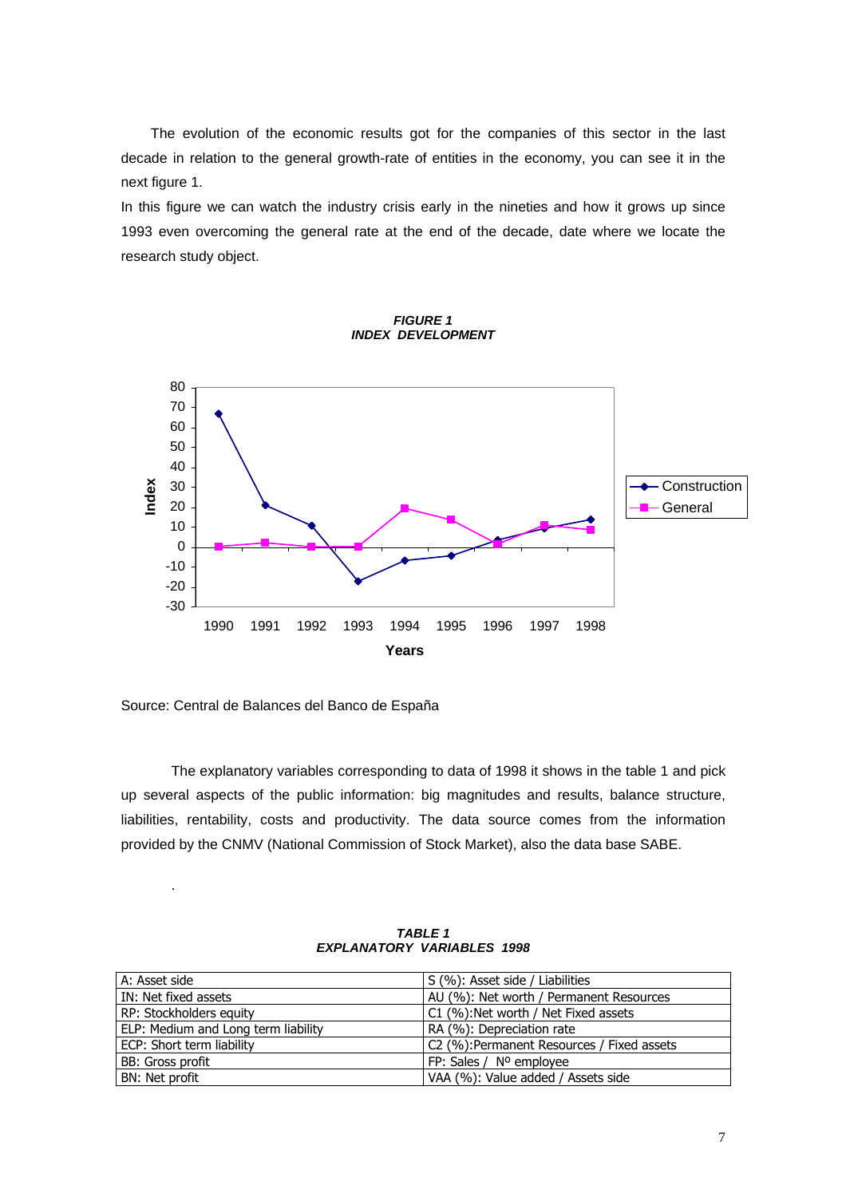The evolution of the economic results got for the companies of this sector in the last decade in relation to the general growth-rate of entities in the economy, you can see it in the next figure 1.

In this figure we can watch the industry crisis early in the nineties and how it grows up since 1993 even overcoming the general rate at the end of the decade, date where we locate the research study object.

***FIGURE 1***
***INDEX DEVELOPMENT***

Source: Central de Balances del Banco de España

The explanatory variables corresponding to data of 1998 it shows in the table 1 and pick up several aspects of the public information: big magnitudes and results, balance structure, liabilities, rentability, costs and productivity. The data source comes from the information provided by the CNMV (National Commission of Stock Market), also the data base SABE.

***TABLE 1***
***EXPLANATORY VARIABLES 1998***

| | |
|---|---|
| A: Asset side | S (%): Asset side / Liabilities |
| IN: Net fixed assets | AU (%): Net worth / Permanent Resources |
| RP: Stockholders equity | C1 (%):Net worth / Net Fixed assets |
| ELP: Medium and Long term liability | RA (%): Depreciation rate |
| ECP: Short term liability | C2 (%):Permanent Resources / Fixed assets |
| BB: Gross profit | FP: Sales / Nº employee |
| BN: Net profit | VAA (%): Value added / Assets side |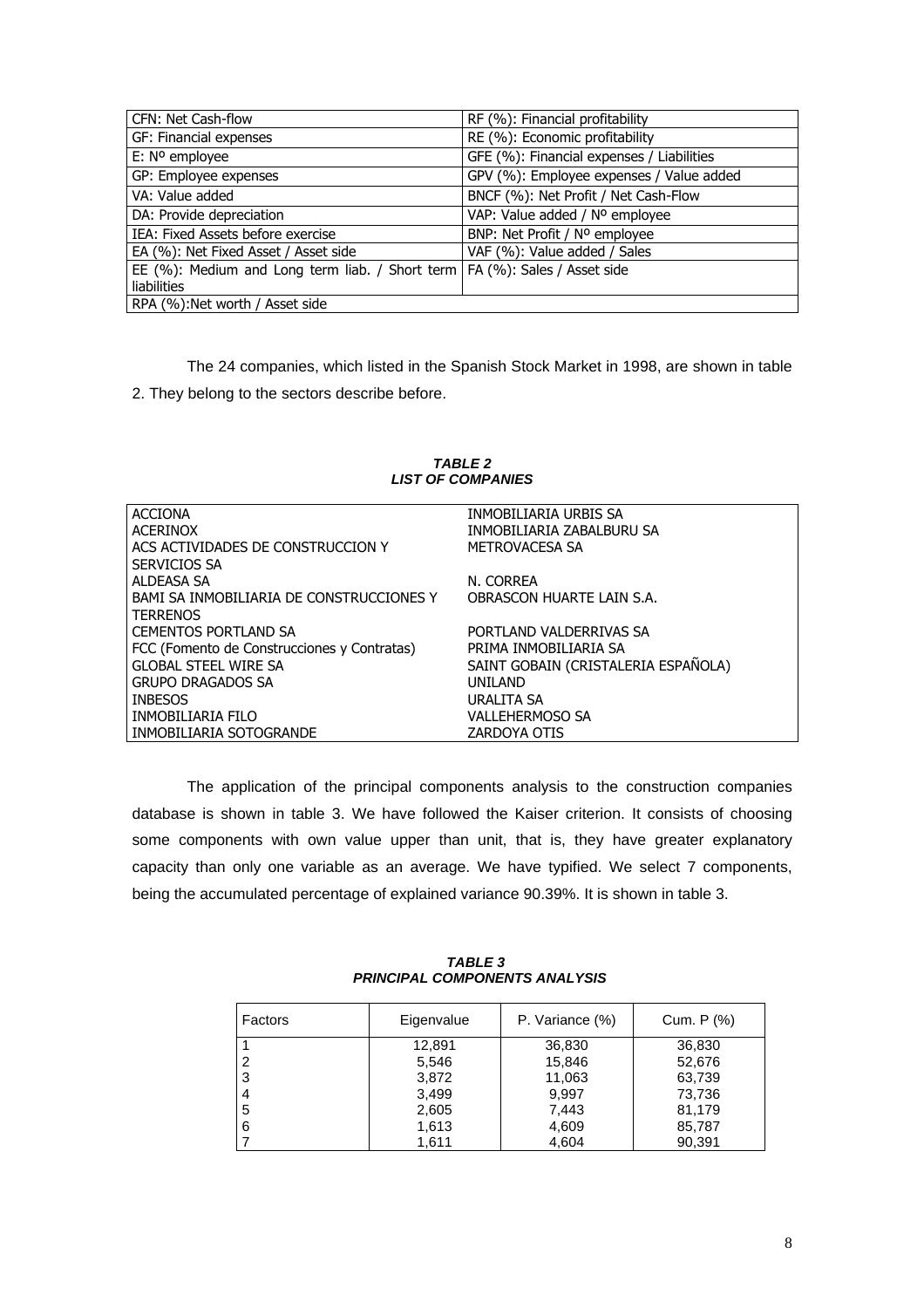| CFN: Net Cash-flow | RF (%): Financial profitability |
|---|---|
| GF: Financial expenses | RE (%): Economic profitability |
| E: Nº employee | GFE (%): Financial expenses / Liabilities |
| GP: Employee expenses | GPV (%): Employee expenses / Value added |
| VA: Value added | BNCF (%): Net Profit / Net Cash-Flow |
| DA: Provide depreciation | VAP: Value added / Nº employee |
| IEA: Fixed Assets before exercise | BNP: Net Profit / Nº employee |
| EA (%): Net Fixed Asset / Asset side | VAF (%): Value added / Sales |
| EE (%): Medium and Long term liab. / Short term liabilities | FA (%): Sales / Asset side |
| RPA (%):Net worth / Asset side | |

The 24 companies, which listed in the Spanish Stock Market in 1998, are shown in table 2. They belong to the sectors describe before.

***TABLE 2***
***LIST OF COMPANIES***

| | |
|---|---|
| ACCIONA | INMOBILIARIA URBIS SA |
| ACERINOX | INMOBILIARIA ZABALBURU SA |
| ACS ACTIVIDADES DE CONSTRUCCION Y SERVICIOS SA | METROVACESA SA |
| ALDEASA SA | N. CORREA |
| BAMI SA INMOBILIARIA DE CONSTRUCCIONES Y TERRENOS | OBRASCON HUARTE LAIN S.A. |
| CEMENTOS PORTLAND SA | PORTLAND VALDERRIVAS SA |
| FCC (Fomento de Construcciones y Contratas) | PRIMA INMOBILIARIA SA |
| GLOBAL STEEL WIRE SA | SAINT GOBAIN (CRISTALERIA ESPAÑOLA) |
| GRUPO DRAGADOS SA | UNILAND |
| INBESOS | URALITA SA |
| INMOBILIARIA FILO | VALLEHERMOSO SA |
| INMOBILIARIA SOTOGRANDE | ZARDOYA OTIS |

The application of the principal components analysis to the construction companies database is shown in table 3. We have followed the Kaiser criterion. It consists of choosing some components with own value upper than unit, that is, they have greater explanatory capacity than only one variable as an average. We have typified. We select 7 components, being the accumulated percentage of explained variance 90.39%. It is shown in table 3.

***TABLE 3***
***PRINCIPAL COMPONENTS ANALYSIS***

| Factors | Eigenvalue | P. Variance (%) | Cum. P (%) |
|---|---|---|---|
| 1 | 12,891 | 36,830 | 36,830 |
| 2 | 5,546 | 15,846 | 52,676 |
| 3 | 3,872 | 11,063 | 63,739 |
| 4 | 3,499 | 9,997 | 73,736 |
| 5 | 2,605 | 7,443 | 81,179 |
| 6 | 1,613 | 4,609 | 85,787 |
| 7 | 1,611 | 4,604 | 90,391 |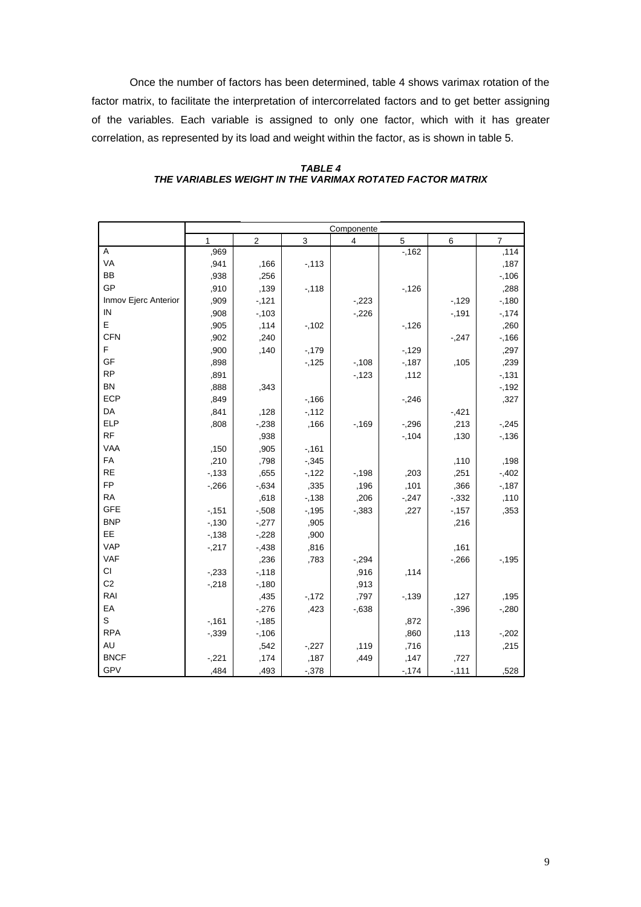Once the number of factors has been determined, table 4 shows varimax rotation of the factor matrix, to facilitate the interpretation of intercorrelated factors and to get better assigning of the variables. Each variable is assigned to only one factor, which with it has greater correlation, as represented by its load and weight within the factor, as is shown in table 5.

***TABLE 4***
***THE VARIABLES WEIGHT IN THE VARIMAX ROTATED FACTOR MATRIX***

| | Componente | | | | | | |
|---|---|---|---|---|---|---|---|
| | 1 | 2 | 3 | 4 | 5 | 6 | 7 |
| A | ,969 | | | | -,162 | | ,114 |
| VA | ,941 | ,166 | -,113 | | | | ,187 |
| BB | ,938 | ,256 | | | | | -,106 |
| GP | ,910 | ,139 | -,118 | | -,126 | | ,288 |
| Inmov Ejerc Anterior | ,909 | -,121 | | -,223 | | -,129 | -,180 |
| IN | ,908 | -,103 | | -,226 | | -,191 | -,174 |
| E | ,905 | ,114 | -,102 | | -,126 | | ,260 |
| CFN | ,902 | ,240 | | | | -,247 | -,166 |
| F | ,900 | ,140 | -,179 | | -,129 | | ,297 |
| GF | ,898 | | -,125 | -,108 | -,187 | ,105 | ,239 |
| RP | ,891 | | | -,123 | ,112 | | -,131 |
| BN | ,888 | ,343 | | | | | -,192 |
| ECP | ,849 | | -,166 | | -,246 | | ,327 |
| DA | ,841 | ,128 | -,112 | | | -,421 | |
| ELP | ,808 | -,238 | ,166 | -,169 | -,296 | ,213 | -,245 |
| RF | | ,938 | | | -,104 | ,130 | -,136 |
| VAA | ,150 | ,905 | -,161 | | | | |
| FA | ,210 | ,798 | -,345 | | | ,110 | ,198 |
| RE | -,133 | ,655 | -,122 | -,198 | ,203 | ,251 | -,402 |
| FP | -,266 | -,634 | ,335 | ,196 | ,101 | ,366 | -,187 |
| RA | | ,618 | -,138 | ,206 | -,247 | -,332 | ,110 |
| GFE | -,151 | -,508 | -,195 | -,383 | ,227 | -,157 | ,353 |
| BNP | -,130 | -,277 | ,905 | | | ,216 | |
| EE | -,138 | -,228 | ,900 | | | | |
| VAP | -,217 | -,438 | ,816 | | | ,161 | |
| VAF | | ,236 | ,783 | -,294 | | -,266 | -,195 |
| CI | -,233 | -,118 | | ,916 | ,114 | | |
| C2 | -,218 | -,180 | | ,913 | | | |
| RAI | | ,435 | -,172 | ,797 | -,139 | ,127 | ,195 |
| EA | | -,276 | ,423 | -,638 | | -,396 | -,280 |
| S | -,161 | -,185 | | | ,872 | | |
| RPA | -,339 | -,106 | | | ,860 | ,113 | -,202 |
| AU | | ,542 | -,227 | ,119 | ,716 | | ,215 |
| BNCF | -,221 | ,174 | ,187 | ,449 | ,147 | ,727 | |
| GPV | ,484 | ,493 | -,378 | | -,174 | -,111 | ,528 |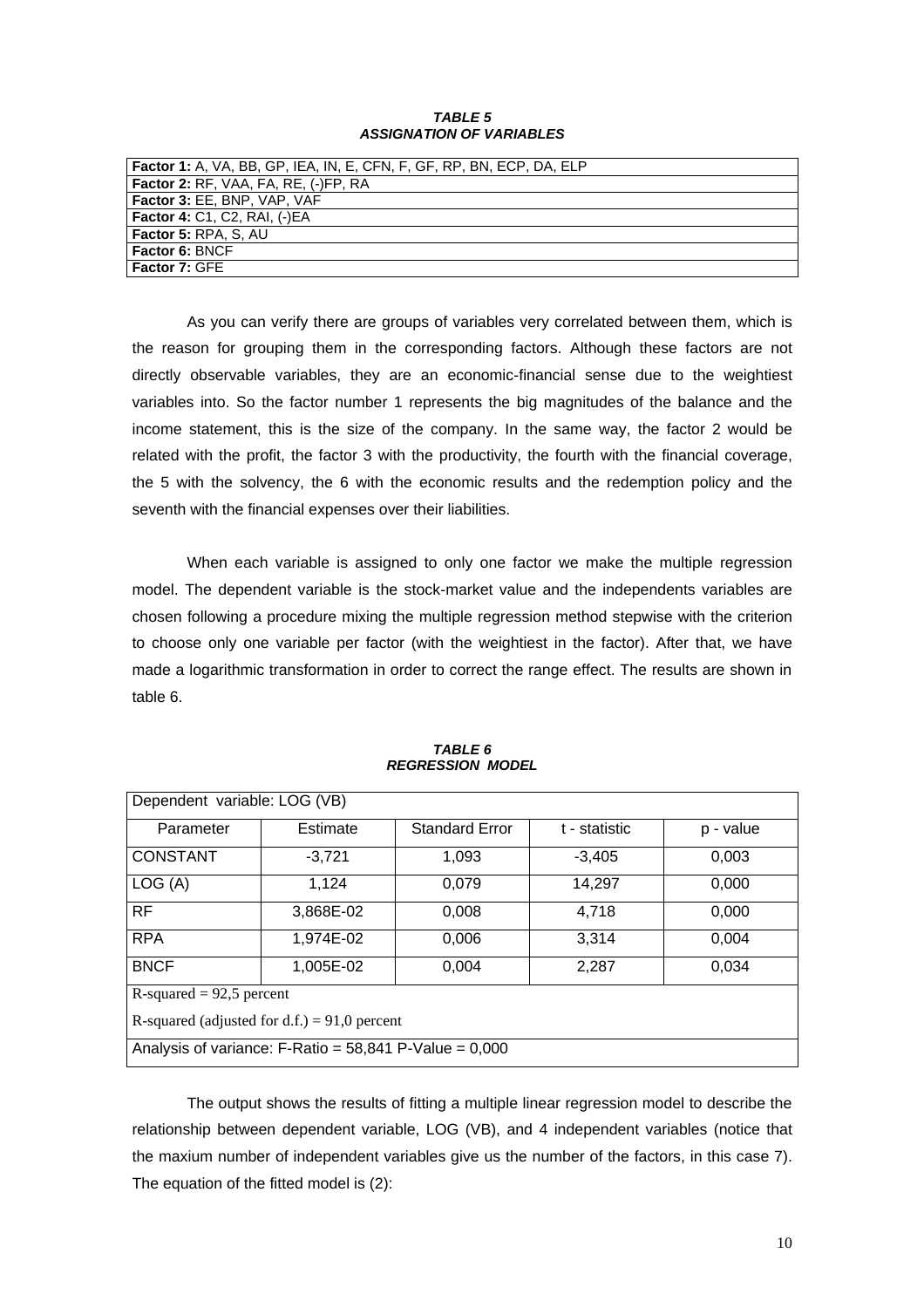***TABLE 5***
***ASSIGNATION OF VARIABLES***

| **Factor 1:** A, VA, BB, GP, IEA, IN, E, CFN, F, GF, RP, BN, ECP, DA, ELP |
|---|
| **Factor 2:** RF, VAA, FA, RE, (-)FP, RA |
| **Factor 3:** EE, BNP, VAP, VAF |
| **Factor 4:** C1, C2, RAI, (-)EA |
| **Factor 5:** RPA, S, AU |
| **Factor 6:** BNCF |
| **Factor 7:** GFE |

As you can verify there are groups of variables very correlated between them, which is the reason for grouping them in the corresponding factors. Although these factors are not directly observable variables, they are an economic-financial sense due to the weightiest variables into. So the factor number 1 represents the big magnitudes of the balance and the income statement, this is the size of the company. In the same way, the factor 2 would be related with the profit, the factor 3 with the productivity, the fourth with the financial coverage, the 5 with the solvency, the 6 with the economic results and the redemption policy and the seventh with the financial expenses over their liabilities.

When each variable is assigned to only one factor we make the multiple regression model. The dependent variable is the stock-market value and the independents variables are chosen following a procedure mixing the multiple regression method stepwise with the criterion to choose only one variable per factor (with the weightiest in the factor). After that, we have made a logarithmic transformation in order to correct the range effect. The results are shown in table 6.

***TABLE 6***
***REGRESSION MODEL***

| Dependent variable: LOG (VB) | | | | |
|---|---|---|---|---|
| Parameter | Estimate | Standard Error | t - statistic | p - value |
| CONSTANT | -3,721 | 1,093 | -3,405 | 0,003 |
| LOG (A) | 1,124 | 0,079 | 14,297 | 0,000 |
| RF | 3,868E-02 | 0,008 | 4,718 | 0,000 |
| RPA | 1,974E-02 | 0,006 | 3,314 | 0,004 |
| BNCF | 1,005E-02 | 0,004 | 2,287 | 0,034 |
| R-squared = 92,5 percent | | | | |
| R-squared (adjusted for d.f.) = 91,0 percent | | | | |
| Analysis of variance: F-Ratio = 58,841 P-Value = 0,000 | | | | |

The output shows the results of fitting a multiple linear regression model to describe the relationship between dependent variable, LOG (VB), and 4 independent variables (notice that the maxium number of independent variables give us the number of the factors, in this case 7). The equation of the fitted model is (2):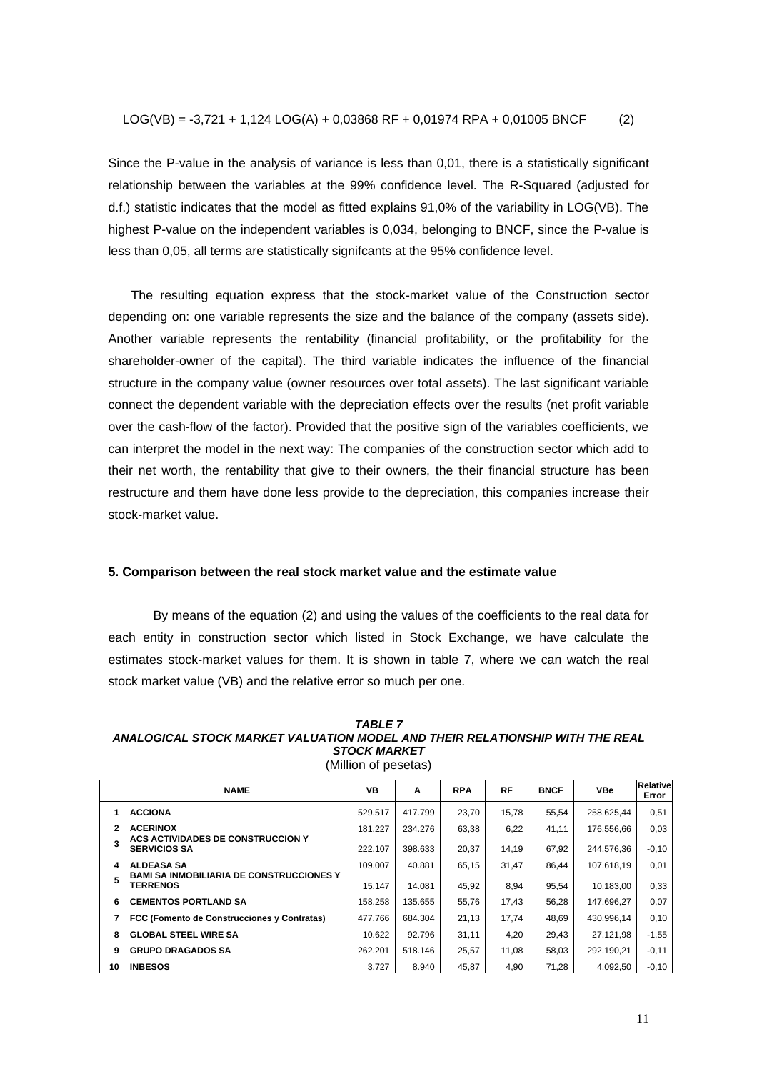$$LOG(VB) = -3{,}721 + 1{,}124\ LOG(A) + 0{,}03868\ RF + 0{,}01974\ RPA + 0{,}01005\ BNCF \qquad (2)$$

Since the P-value in the analysis of variance is less than 0,01, there is a statistically significant relationship between the variables at the 99% confidence level. The R-Squared (adjusted for d.f.) statistic indicates that the model as fitted explains 91,0% of the variability in LOG(VB). The highest P-value on the independent variables is 0,034, belonging to BNCF, since the P-value is less than 0,05, all terms are statistically signifcants at the 95% confidence level.

The resulting equation express that the stock-market value of the Construction sector depending on: one variable represents the size and the balance of the company (assets side). Another variable represents the rentability (financial profitability, or the profitability for the shareholder-owner of the capital). The third variable indicates the influence of the financial structure in the company value (owner resources over total assets). The last significant variable connect the dependent variable with the depreciation effects over the results (net profit variable over the cash-flow of the factor). Provided that the positive sign of the variables coefficients, we can interpret the model in the next way: The companies of the construction sector which add to their net worth, the rentability that give to their owners, the their financial structure has been restructure and them have done less provide to the depreciation, this companies increase their stock-market value.

## 5. Comparison between the real stock market value and the estimate value

By means of the equation (2) and using the values of the coefficients to the real data for each entity in construction sector which listed in Stock Exchange, we have calculate the estimates stock-market values for them. It is shown in table 7, where we can watch the real stock market value (VB) and the relative error so much per one.

***TABLE 7***
***ANALOGICAL STOCK MARKET VALUATION MODEL AND THEIR RELATIONSHIP WITH THE REAL STOCK MARKET***
(Million of pesetas)

| | NAME | VB | A | RPA | RF | BNCF | VBe | Relative Error |
|---|---|---|---|---|---|---|---|---|
| 1 | **ACCIONA** | 529.517 | 417.799 | 23,70 | 15,78 | 55,54 | 258.625,44 | 0,51 |
| 2 | **ACERINOX** | 181.227 | 234.276 | 63,38 | 6,22 | 41,11 | 176.556,66 | 0,03 |
| 3 | **ACS ACTIVIDADES DE CONSTRUCCION Y SERVICIOS SA** | 222.107 | 398.633 | 20,37 | 14,19 | 67,92 | 244.576,36 | -0,10 |
| 4 | **ALDEASA SA** | 109.007 | 40.881 | 65,15 | 31,47 | 86,44 | 107.618,19 | 0,01 |
| 5 | **BAMI SA INMOBILIARIA DE CONSTRUCCIONES Y TERRENOS** | 15.147 | 14.081 | 45,92 | 8,94 | 95,54 | 10.183,00 | 0,33 |
| 6 | **CEMENTOS PORTLAND SA** | 158.258 | 135.655 | 55,76 | 17,43 | 56,28 | 147.696,27 | 0,07 |
| 7 | **FCC (Fomento de Construcciones y Contratas)** | 477.766 | 684.304 | 21,13 | 17,74 | 48,69 | 430.996,14 | 0,10 |
| 8 | **GLOBAL STEEL WIRE SA** | 10.622 | 92.796 | 31,11 | 4,20 | 29,43 | 27.121,98 | -1,55 |
| 9 | **GRUPO DRAGADOS SA** | 262.201 | 518.146 | 25,57 | 11,08 | 58,03 | 292.190,21 | -0,11 |
| 10 | **INBESOS** | 3.727 | 8.940 | 45,87 | 4,90 | 71,28 | 4.092,50 | -0,10 |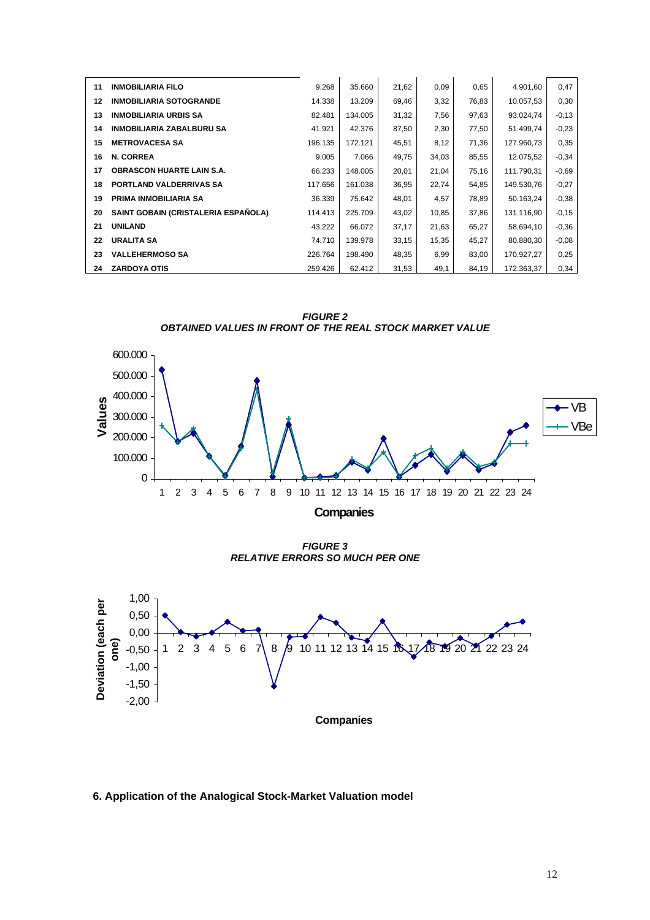| 11 | INMOBILIARIA FILO | 9.268 | 35.660 | 21,62 | 0,09 | 0,65 | 4.901,60 | 0,47 |
|---|---|---|---|---|---|---|---|---|
| 12 | INMOBILIARIA SOTOGRANDE | 14.338 | 13.209 | 69,46 | 3,32 | 76,83 | 10.057,53 | 0,30 |
| 13 | INMOBILIARIA URBIS SA | 82.481 | 134.005 | 31,32 | 7,56 | 97,63 | 93.024,74 | -0,13 |
| 14 | INMOBILIARIA ZABALBURU SA | 41.921 | 42.376 | 87,50 | 2,30 | 77,50 | 51.499,74 | -0,23 |
| 15 | METROVACESA SA | 196.135 | 172.121 | 45,51 | 8,12 | 71,36 | 127.960,73 | 0,35 |
| 16 | N. CORREA | 9.005 | 7.066 | 49,75 | 34,03 | 85,55 | 12.075,52 | -0,34 |
| 17 | OBRASCON HUARTE LAIN S.A. | 66.233 | 148.005 | 20,01 | 21,04 | 75,16 | 111.790,31 | -0,69 |
| 18 | PORTLAND VALDERRIVAS SA | 117.656 | 161.038 | 36,95 | 22,74 | 54,85 | 149.530,76 | -0,27 |
| 19 | PRIMA INMOBILIARIA SA | 36.339 | 75.642 | 48,01 | 4,57 | 78,89 | 50.163,24 | -0,38 |
| 20 | SAINT GOBAIN (CRISTALERIA ESPAÑOLA) | 114.413 | 225.709 | 43,02 | 10,85 | 37,86 | 131.116,90 | -0,15 |
| 21 | UNILAND | 43.222 | 66.072 | 37,17 | 21,63 | 65,27 | 58.694,10 | -0,36 |
| 22 | URALITA SA | 74.710 | 139.978 | 33,15 | 15,35 | 45,27 | 80.880,30 | -0,08 |
| 23 | VALLEHERMOSO SA | 226.764 | 198.490 | 48,35 | 6,99 | 83,00 | 170.927,27 | 0,25 |
| 24 | ZARDOYA OTIS | 259.426 | 62.412 | 31,53 | 49,1 | 84,19 | 172.363,37 | 0,34 |

***FIGURE 2***
***OBTAINED VALUES IN FRONT OF THE REAL STOCK MARKET VALUE***

***FIGURE 3***
***RELATIVE ERRORS SO MUCH PER ONE***

**6. Application of the Analogical Stock-Market Valuation model**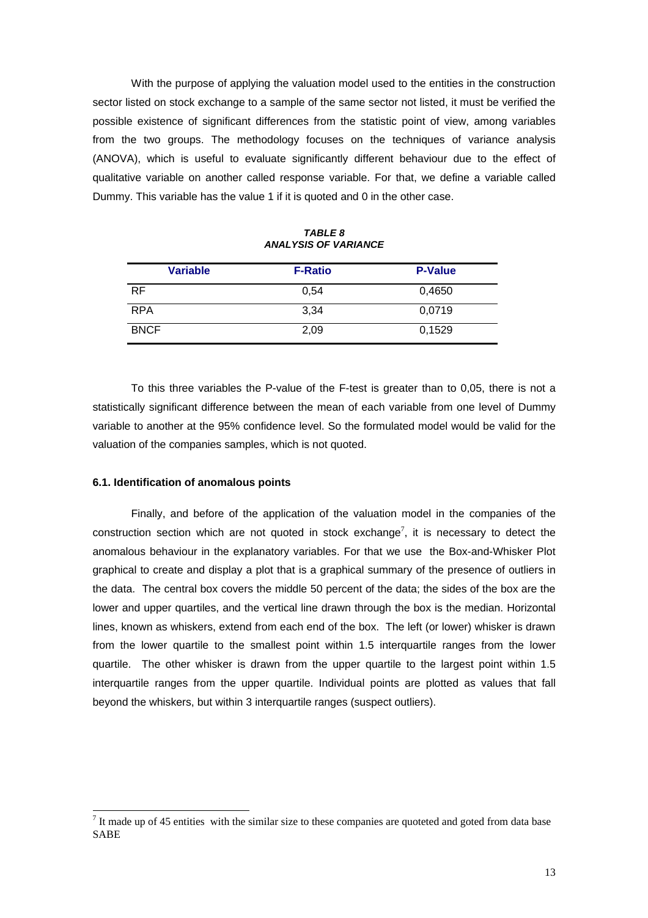With the purpose of applying the valuation model used to the entities in the construction sector listed on stock exchange to a sample of the same sector not listed, it must be verified the possible existence of significant differences from the statistic point of view, among variables from the two groups. The methodology focuses on the techniques of variance analysis (ANOVA), which is useful to evaluate significantly different behaviour due to the effect of qualitative variable on another called response variable. For that, we define a variable called Dummy. This variable has the value 1 if it is quoted and 0 in the other case.

***TABLE 8***
***ANALYSIS OF VARIANCE***

| Variable | F-Ratio | P-Value |
|---|---|---|
| RF | 0,54 | 0,4650 |
| RPA | 3,34 | 0,0719 |
| BNCF | 2,09 | 0,1529 |

To this three variables the P-value of the F-test is greater than to 0,05, there is not a statistically significant difference between the mean of each variable from one level of Dummy variable to another at the 95% confidence level. So the formulated model would be valid for the valuation of the companies samples, which is not quoted.

#### 6.1. Identification of anomalous points

Finally, and before of the application of the valuation model in the companies of the construction section which are not quoted in stock exchange[7], it is necessary to detect the anomalous behaviour in the explanatory variables. For that we use the Box-and-Whisker Plot graphical to create and display a plot that is a graphical summary of the presence of outliers in the data. The central box covers the middle 50 percent of the data; the sides of the box are the lower and upper quartiles, and the vertical line drawn through the box is the median. Horizontal lines, known as whiskers, extend from each end of the box. The left (or lower) whisker is drawn from the lower quartile to the smallest point within 1.5 interquartile ranges from the lower quartile. The other whisker is drawn from the upper quartile to the largest point within 1.5 interquartile ranges from the upper quartile. Individual points are plotted as values that fall beyond the whiskers, but within 3 interquartile ranges (suspect outliers).

[7] It made up of 45 entities with the similar size to these companies are quoteted and goted from data base SABE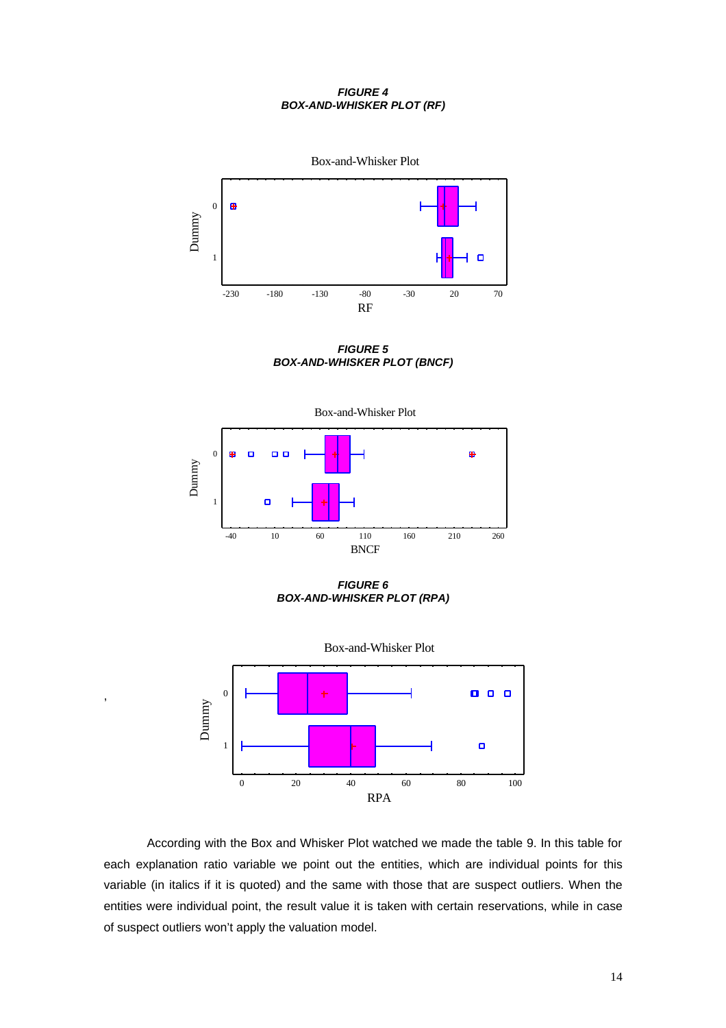***FIGURE 4***
***BOX-AND-WHISKER PLOT (RF)***

***FIGURE 5***
***BOX-AND-WHISKER PLOT (BNCF)***

***FIGURE 6***
***BOX-AND-WHISKER PLOT (RPA)***

According with the Box and Whisker Plot watched we made the table 9. In this table for each explanation ratio variable we point out the entities, which are individual points for this variable (in italics if it is quoted) and the same with those that are suspect outliers. When the entities were individual point, the result value it is taken with certain reservations, while in case of suspect outliers won't apply the valuation model.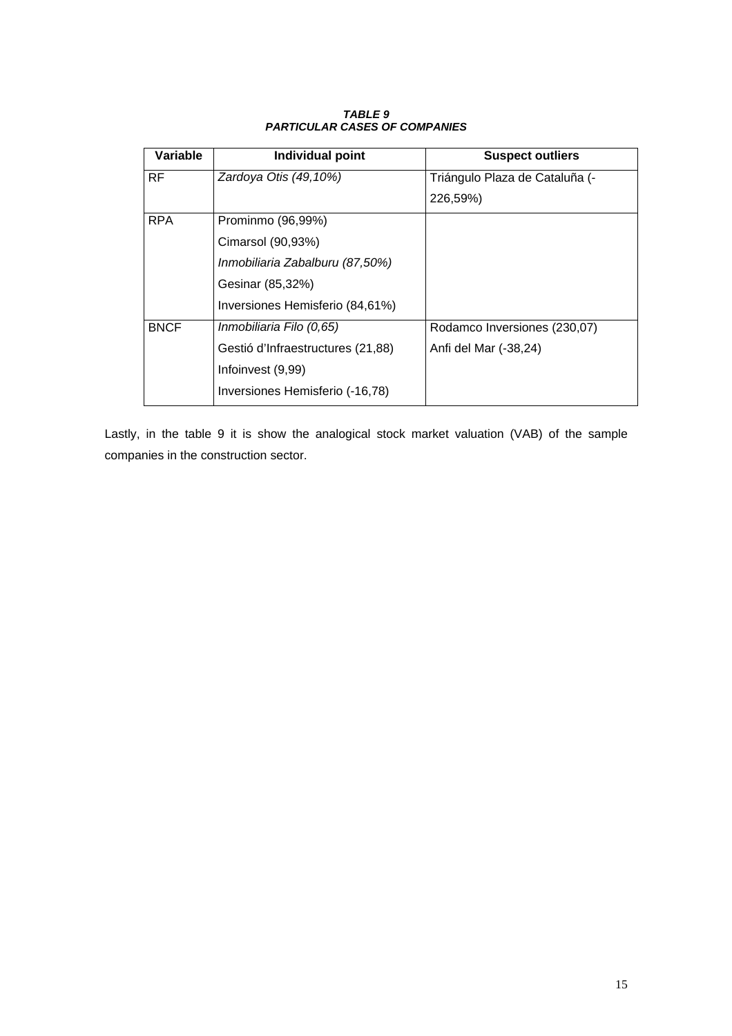**TABLE 9**
***PARTICULAR CASES OF COMPANIES***

| Variable | Individual point | Suspect outliers |
|---|---|---|
| RF | *Zardoya Otis (49,10%)* | Triángulo Plaza de Cataluña (-226,59%) |
| RPA | Prominmo (96,99%)<br>Cimarsol (90,93%)<br>*Inmobiliaria Zabalburu (87,50%)*<br>Gesinar (85,32%)<br>Inversiones Hemisferio (84,61%) | |
| BNCF | *Inmobiliaria Filo (0,65)*<br>Gestió d'Infraestructures (21,88)<br>Infoinvest (9,99)<br>Inversiones Hemisferio (-16,78) | Rodamco Inversiones (230,07)<br>Anfi del Mar (-38,24) |

Lastly, in the table 9 it is show the analogical stock market valuation (VAB) of the sample companies in the construction sector.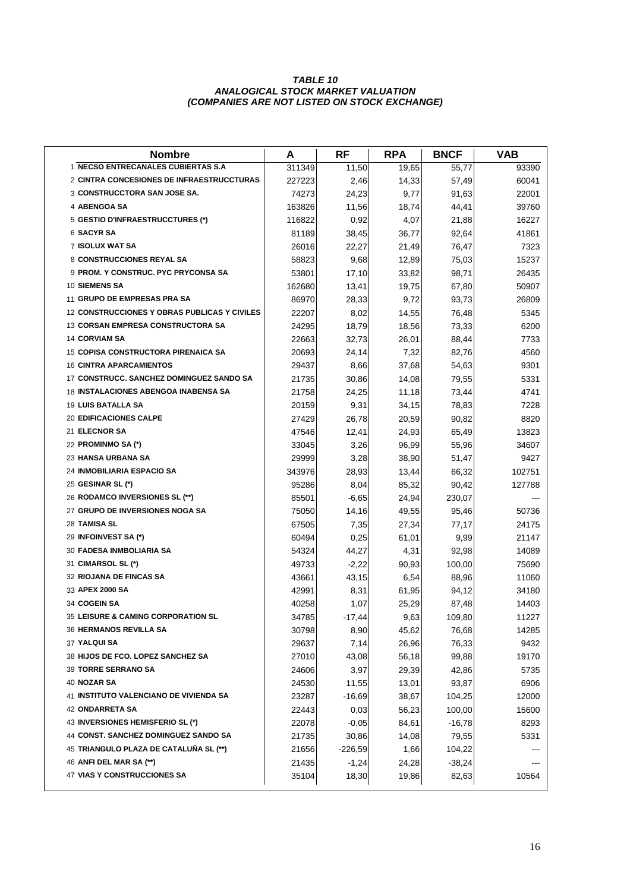***TABLE 10***
***ANALOGICAL STOCK MARKET VALUATION***
***(COMPANIES ARE NOT LISTED ON STOCK EXCHANGE)***

| | Nombre | A | RF | RPA | BNCF | VAB |
|---|---|---|---|---|---|---|
| 1 | **NECSO ENTRECANALES CUBIERTAS S.A** | 311349 | 11,50 | 19,65 | 55,77 | 93390 |
| 2 | **CINTRA CONCESIONES DE INFRAESTRUCCTURAS** | 227223 | 2,46 | 14,33 | 57,49 | 60041 |
| 3 | **CONSTRUCCTORA SAN JOSE SA.** | 74273 | 24,23 | 9,77 | 91,63 | 22001 |
| 4 | **ABENGOA SA** | 163826 | 11,56 | 18,74 | 44,41 | 39760 |
| 5 | **GESTIO D'INFRAESTRUCCTURES (*)** | 116822 | 0,92 | 4,07 | 21,88 | 16227 |
| 6 | **SACYR SA** | 81189 | 38,45 | 36,77 | 92,64 | 41861 |
| 7 | **ISOLUX WAT SA** | 26016 | 22,27 | 21,49 | 76,47 | 7323 |
| 8 | **CONSTRUCCIONES REYAL SA** | 58823 | 9,68 | 12,89 | 75,03 | 15237 |
| 9 | **PROM. Y CONSTRUC. PYC PRYCONSA SA** | 53801 | 17,10 | 33,82 | 98,71 | 26435 |
| 10 | **SIEMENS SA** | 162680 | 13,41 | 19,75 | 67,80 | 50907 |
| 11 | **GRUPO DE EMPRESAS PRA SA** | 86970 | 28,33 | 9,72 | 93,73 | 26809 |
| 12 | **CONSTRUCCIONES Y OBRAS PUBLICAS Y CIVILES** | 22207 | 8,02 | 14,55 | 76,48 | 5345 |
| 13 | **CORSAN EMPRESA CONSTRUCTORA SA** | 24295 | 18,79 | 18,56 | 73,33 | 6200 |
| 14 | **CORVIAM SA** | 22663 | 32,73 | 26,01 | 88,44 | 7733 |
| 15 | **COPISA CONSTRUCTORA PIRENAICA SA** | 20693 | 24,14 | 7,32 | 82,76 | 4560 |
| 16 | **CINTRA APARCAMIENTOS** | 29437 | 8,66 | 37,68 | 54,63 | 9301 |
| 17 | **CONSTRUCC. SANCHEZ DOMINGUEZ SANDO SA** | 21735 | 30,86 | 14,08 | 79,55 | 5331 |
| 18 | **INSTALACIONES ABENGOA INABENSA SA** | 21758 | 24,25 | 11,18 | 73,44 | 4741 |
| 19 | **LUIS BATALLA SA** | 20159 | 9,31 | 34,15 | 78,83 | 7228 |
| 20 | **EDIFICACIONES CALPE** | 27429 | 26,78 | 20,59 | 90,82 | 8820 |
| 21 | **ELECNOR SA** | 47546 | 12,41 | 24,93 | 65,49 | 13823 |
| 22 | **PROMINMO SA (*)** | 33045 | 3,26 | 96,99 | 55,96 | 34607 |
| 23 | **HANSA URBANA SA** | 29999 | 3,28 | 38,90 | 51,47 | 9427 |
| 24 | **INMOBILIARIA ESPACIO SA** | 343976 | 28,93 | 13,44 | 66,32 | 102751 |
| 25 | **GESINAR SL (*)** | 95286 | 8,04 | 85,32 | 90,42 | 127788 |
| 26 | **RODAMCO INVERSIONES SL (**)** | 85501 | -6,65 | 24,94 | 230,07 | --- |
| 27 | **GRUPO DE INVERSIONES NOGA SA** | 75050 | 14,16 | 49,55 | 95,46 | 50736 |
| 28 | **TAMISA SL** | 67505 | 7,35 | 27,34 | 77,17 | 24175 |
| 29 | **INFOINVEST SA (*)** | 60494 | 0,25 | 61,01 | 9,99 | 21147 |
| 30 | **FADESA INMBOLIARIA SA** | 54324 | 44,27 | 4,31 | 92,98 | 14089 |
| 31 | **CIMARSOL SL (*)** | 49733 | -2,22 | 90,93 | 100,00 | 75690 |
| 32 | **RIOJANA DE FINCAS SA** | 43661 | 43,15 | 6,54 | 88,96 | 11060 |
| 33 | **APEX 2000 SA** | 42991 | 8,31 | 61,95 | 94,12 | 34180 |
| 34 | **COGEIN SA** | 40258 | 1,07 | 25,29 | 87,48 | 14403 |
| 35 | **LEISURE & CAMING CORPORATION SL** | 34785 | -17,44 | 9,63 | 109,80 | 11227 |
| 36 | **HERMANOS REVILLA SA** | 30798 | 8,90 | 45,62 | 76,68 | 14285 |
| 37 | **YALQUI SA** | 29637 | 7,14 | 26,96 | 76,33 | 9432 |
| 38 | **HIJOS DE FCO. LOPEZ SANCHEZ SA** | 27010 | 43,08 | 56,18 | 99,88 | 19170 |
| 39 | **TORRE SERRANO SA** | 24606 | 3,97 | 29,39 | 42,86 | 5735 |
| 40 | **NOZAR SA** | 24530 | 11,55 | 13,01 | 93,87 | 6906 |
| 41 | **INSTITUTO VALENCIANO DE VIVIENDA SA** | 23287 | -16,69 | 38,67 | 104,25 | 12000 |
| 42 | **ONDARRETA SA** | 22443 | 0,03 | 56,23 | 100,00 | 15600 |
| 43 | **INVERSIONES HEMISFERIO SL (*)** | 22078 | -0,05 | 84,61 | -16,78 | 8293 |
| 44 | **CONST. SANCHEZ DOMINGUEZ SANDO SA** | 21735 | 30,86 | 14,08 | 79,55 | 5331 |
| 45 | **TRIANGULO PLAZA DE CATALUÑA SL (**)** | 21656 | -226,59 | 1,66 | 104,22 | --- |
| 46 | **ANFI DEL MAR SA (**)** | 21435 | -1,24 | 24,28 | -38,24 | --- |
| 47 | **VIAS Y CONSTRUCCIONES SA** | 35104 | 18,30 | 19,86 | 82,63 | 10564 |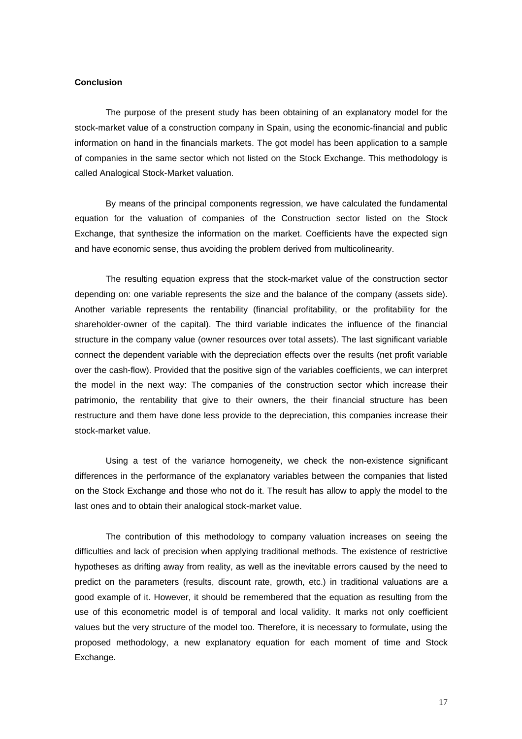**Conclusion**

The purpose of the present study has been obtaining of an explanatory model for the stock-market value of a construction company in Spain, using the economic-financial and public information on hand in the financials markets. The got model has been application to a sample of companies in the same sector which not listed on the Stock Exchange. This methodology is called Analogical Stock-Market valuation.

By means of the principal components regression, we have calculated the fundamental equation for the valuation of companies of the Construction sector listed on the Stock Exchange, that synthesize the information on the market. Coefficients have the expected sign and have economic sense, thus avoiding the problem derived from multicolinearity.

The resulting equation express that the stock-market value of the construction sector depending on: one variable represents the size and the balance of the company (assets side). Another variable represents the rentability (financial profitability, or the profitability for the shareholder-owner of the capital). The third variable indicates the influence of the financial structure in the company value (owner resources over total assets). The last significant variable connect the dependent variable with the depreciation effects over the results (net profit variable over the cash-flow). Provided that the positive sign of the variables coefficients, we can interpret the model in the next way: The companies of the construction sector which increase their patrimonio, the rentability that give to their owners, the their financial structure has been restructure and them have done less provide to the depreciation, this companies increase their stock-market value.

Using a test of the variance homogeneity, we check the non-existence significant differences in the performance of the explanatory variables between the companies that listed on the Stock Exchange and those who not do it. The result has allow to apply the model to the last ones and to obtain their analogical stock-market value.

The contribution of this methodology to company valuation increases on seeing the difficulties and lack of precision when applying traditional methods. The existence of restrictive hypotheses as drifting away from reality, as well as the inevitable errors caused by the need to predict on the parameters (results, discount rate, growth, etc.) in traditional valuations are a good example of it. However, it should be remembered that the equation as resulting from the use of this econometric model is of temporal and local validity. It marks not only coefficient values but the very structure of the model too. Therefore, it is necessary to formulate, using the proposed methodology, a new explanatory equation for each moment of time and Stock Exchange.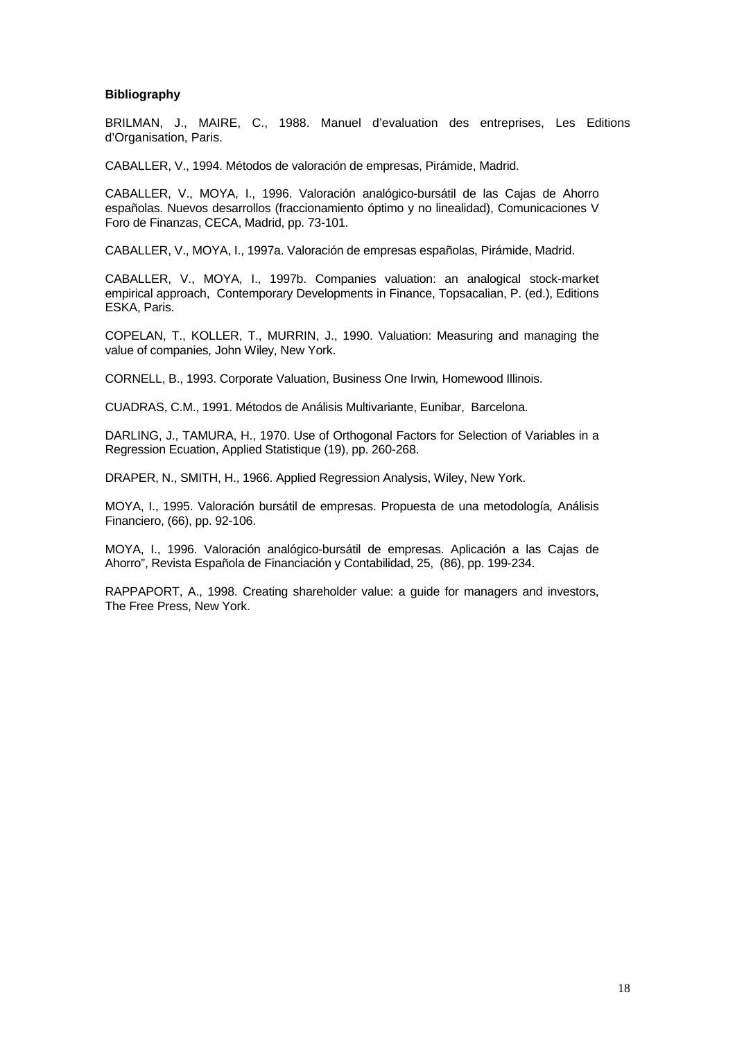**Bibliography**

BRILMAN, J., MAIRE, C., 1988. Manuel d'evaluation des entreprises, Les Editions d'Organisation, Paris.

CABALLER, V., 1994. Métodos de valoración de empresas, Pirámide, Madrid.

CABALLER, V., MOYA, I., 1996. Valoración analógico-bursátil de las Cajas de Ahorro españolas. Nuevos desarrollos (fraccionamiento óptimo y no linealidad), Comunicaciones V Foro de Finanzas, CECA, Madrid, pp. 73-101.

CABALLER, V., MOYA, I., 1997a. Valoración de empresas españolas, Pirámide, Madrid.

CABALLER, V., MOYA, I., 1997b. Companies valuation: an analogical stock-market empirical approach, Contemporary Developments in Finance, Topsacalian, P. (ed.), Editions ESKA, Paris.

COPELAN, T., KOLLER, T., MURRIN, J., 1990. Valuation: Measuring and managing the value of companies, John Wiley, New York.

CORNELL, B., 1993. Corporate Valuation, Business One Irwin, Homewood Illinois.

CUADRAS, C.M., 1991. Métodos de Análisis Multivariante, Eunibar, Barcelona.

DARLING, J., TAMURA, H., 1970. Use of Orthogonal Factors for Selection of Variables in a Regression Ecuation, Applied Statistique (19), pp. 260-268.

DRAPER, N., SMITH, H., 1966. Applied Regression Analysis, Wiley, New York.

MOYA, I., 1995. Valoración bursátil de empresas. Propuesta de una metodología, Análisis Financiero, (66), pp. 92-106.

MOYA, I., 1996. Valoración analógico-bursátil de empresas. Aplicación a las Cajas de Ahorro", Revista Española de Financiación y Contabilidad, 25, (86), pp. 199-234.

RAPPAPORT, A., 1998. Creating shareholder value: a guide for managers and investors, The Free Press, New York.